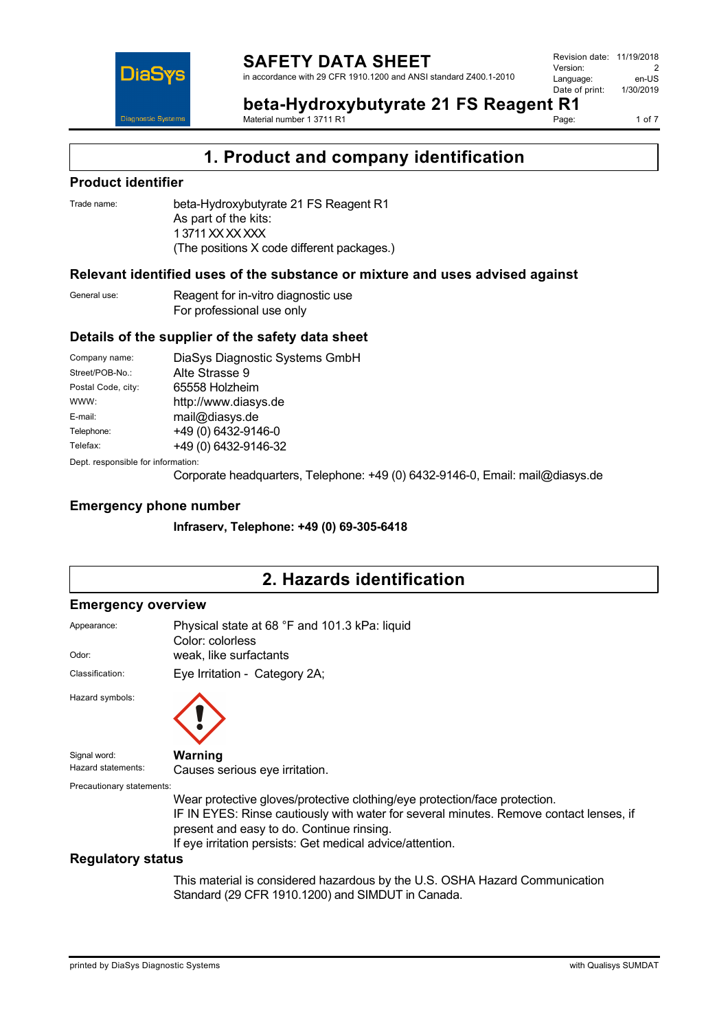# SAFETY DATA SHEET

in accordance with 29 CFR 1910.1200 and ANSI standard Z400.1-2010

Revision date: 11/19/2018
Version: 2
Language: en-US
Date of print: 1/30/2019

**beta-Hydroxybutyrate 21 FS Reagent R1**

Material number 1 3711 R1

## 1. Product and company identification

### Product identifier

Trade name: beta-Hydroxybutyrate 21 FS Reagent R1
As part of the kits:
1 3711 XX XX XXX
(The positions X code different packages.)

### Relevant identified uses of the substance or mixture and uses advised against

General use: Reagent for in-vitro diagnostic use
For professional use only

### Details of the supplier of the safety data sheet

| | |
|---|---|
| Company name: | DiaSys Diagnostic Systems GmbH |
| Street/POB-No.: | Alte Strasse 9 |
| Postal Code, city: | 65558 Holzheim |
| WWW: | http://www.diasys.de |
| E-mail: | mail@diasys.de |
| Telephone: | +49 (0) 6432-9146-0 |
| Telefax: | +49 (0) 6432-9146-32 |

Dept. responsible for information:
Corporate headquarters, Telephone: +49 (0) 6432-9146-0, Email: mail@diasys.de

### Emergency phone number

**Infraserv, Telephone: +49 (0) 69-305-6418**

## 2. Hazards identification

### Emergency overview

Appearance: Physical state at 68 °F and 101.3 kPa: liquid
Color: colorless

Odor: weak, like surfactants

Classification: Eye Irritation - Category 2A;

Hazard symbols:

Signal word: **Warning**

Hazard statements: Causes serious eye irritation.

Precautionary statements:
Wear protective gloves/protective clothing/eye protection/face protection.
IF IN EYES: Rinse cautiously with water for several minutes. Remove contact lenses, if present and easy to do. Continue rinsing.
If eye irritation persists: Get medical advice/attention.

### Regulatory status

This material is considered hazardous by the U.S. OSHA Hazard Communication Standard (29 CFR 1910.1200) and SIMDUT in Canada.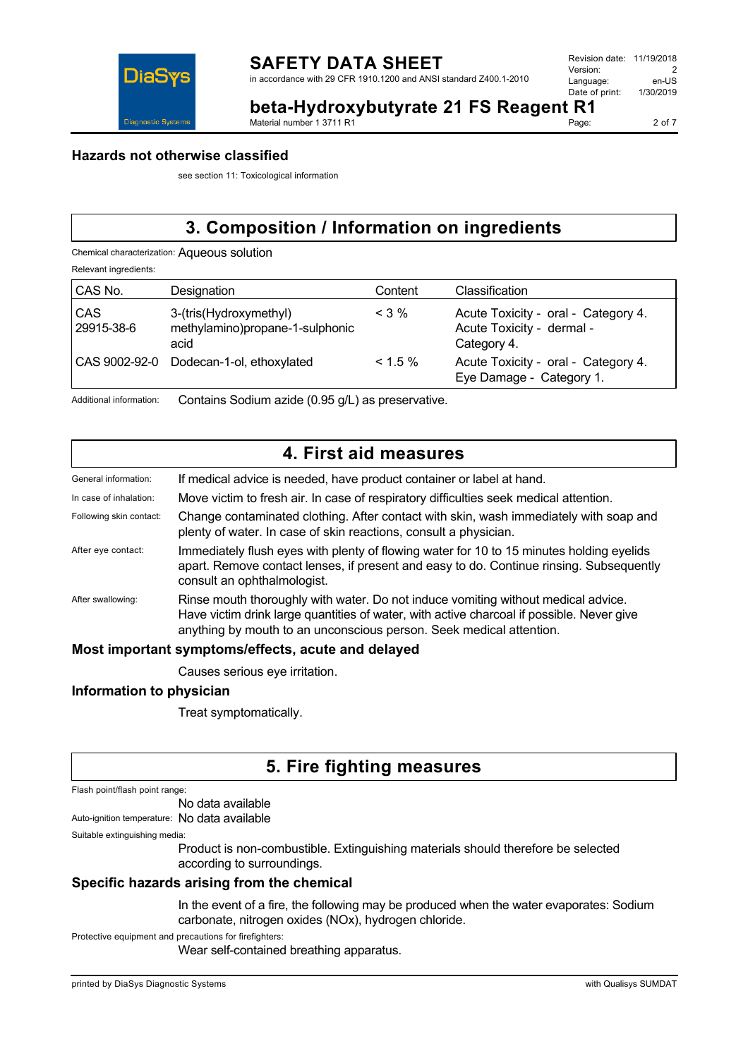## Hazards not otherwise classified

see section 11: Toxicological information

# 3. Composition / Information on ingredients

Chemical characterization: Aqueous solution

Relevant ingredients:

| CAS No. | Designation | Content | Classification |
|---|---|---|---|
| CAS 29915-38-6 | 3-(tris(Hydroxymethyl) methylamino)propane-1-sulphonic acid | < 3 % | Acute Toxicity - oral - Category 4. Acute Toxicity - dermal - Category 4. |
| CAS 9002-92-0 | Dodecan-1-ol, ethoxylated | < 1.5 % | Acute Toxicity - oral - Category 4. Eye Damage - Category 1. |

Additional information: Contains Sodium azide (0.95 g/L) as preservative.

# 4. First aid measures

General information: If medical advice is needed, have product container or label at hand.

In case of inhalation: Move victim to fresh air. In case of respiratory difficulties seek medical attention.

Following skin contact: Change contaminated clothing. After contact with skin, wash immediately with soap and plenty of water. In case of skin reactions, consult a physician.

After eye contact: Immediately flush eyes with plenty of flowing water for 10 to 15 minutes holding eyelids apart. Remove contact lenses, if present and easy to do. Continue rinsing. Subsequently consult an ophthalmologist.

After swallowing: Rinse mouth thoroughly with water. Do not induce vomiting without medical advice. Have victim drink large quantities of water, with active charcoal if possible. Never give anything by mouth to an unconscious person. Seek medical attention.

## Most important symptoms/effects, acute and delayed

Causes serious eye irritation.

## Information to physician

Treat symptomatically.

# 5. Fire fighting measures

Flash point/flash point range:

No data available

Auto-ignition temperature: No data available

Suitable extinguishing media:

Product is non-combustible. Extinguishing materials should therefore be selected according to surroundings.

## Specific hazards arising from the chemical

In the event of a fire, the following may be produced when the water evaporates: Sodium carbonate, nitrogen oxides (NOx), hydrogen chloride.

Protective equipment and precautions for firefighters:

Wear self-contained breathing apparatus.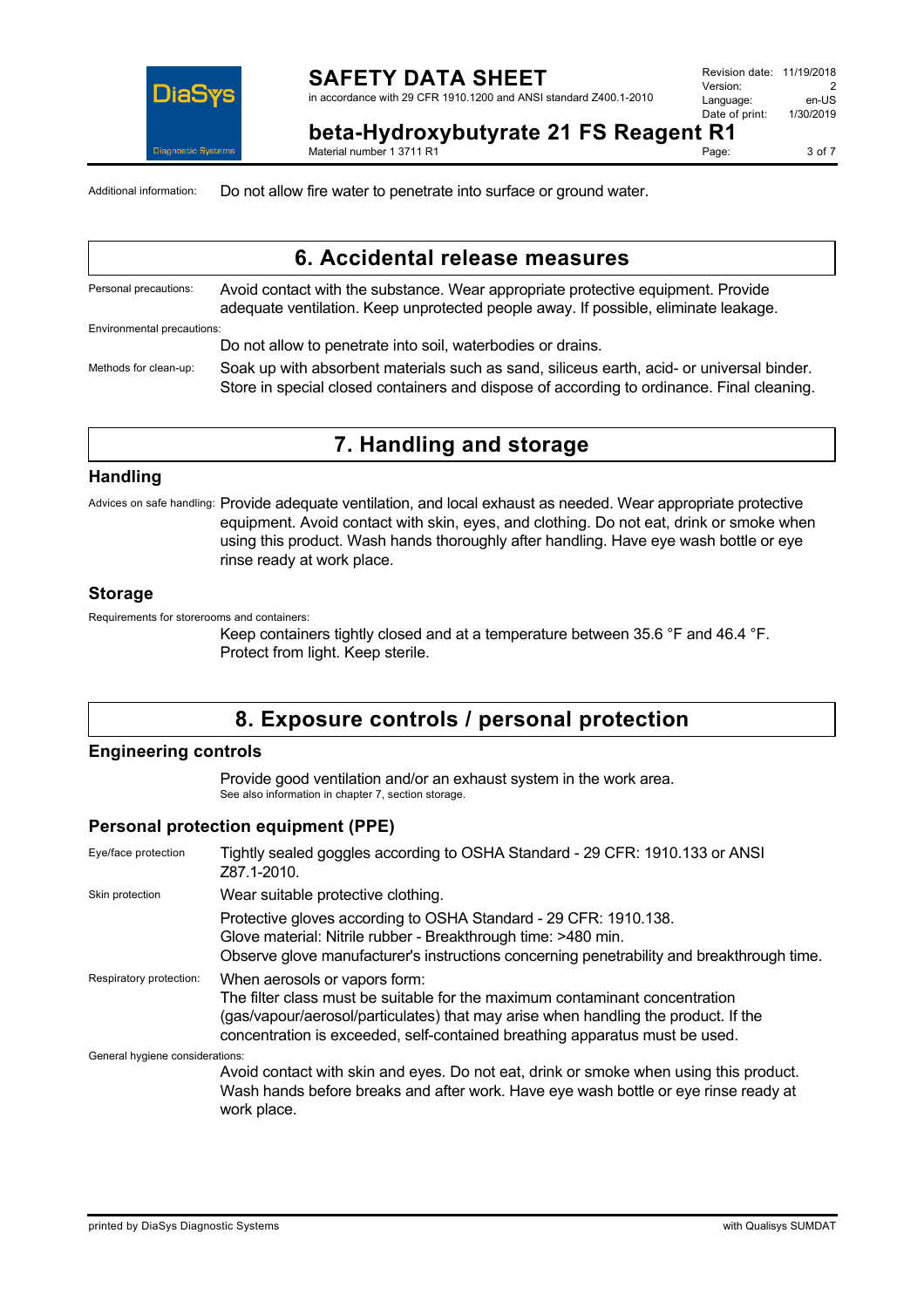Additional information: Do not allow fire water to penetrate into surface or ground water.

## 6. Accidental release measures

Personal precautions: Avoid contact with the substance. Wear appropriate protective equipment. Provide adequate ventilation. Keep unprotected people away. If possible, eliminate leakage.

Environmental precautions:

Do not allow to penetrate into soil, waterbodies or drains.

Methods for clean-up: Soak up with absorbent materials such as sand, siliceus earth, acid- or universal binder. Store in special closed containers and dispose of according to ordinance. Final cleaning.

## 7. Handling and storage

### Handling

Advices on safe handling: Provide adequate ventilation, and local exhaust as needed. Wear appropriate protective equipment. Avoid contact with skin, eyes, and clothing. Do not eat, drink or smoke when using this product. Wash hands thoroughly after handling. Have eye wash bottle or eye rinse ready at work place.

### Storage

Requirements for storerooms and containers:

Keep containers tightly closed and at a temperature between 35.6 °F and 46.4 °F. Protect from light. Keep sterile.

## 8. Exposure controls / personal protection

### Engineering controls

Provide good ventilation and/or an exhaust system in the work area.
See also information in chapter 7, section storage.

### Personal protection equipment (PPE)

Eye/face protection: Tightly sealed goggles according to OSHA Standard - 29 CFR: 1910.133 or ANSI Z87.1-2010.

Skin protection: Wear suitable protective clothing.

Protective gloves according to OSHA Standard - 29 CFR: 1910.138.
Glove material: Nitrile rubber - Breakthrough time: >480 min.
Observe glove manufacturer's instructions concerning penetrability and breakthrough time.

Respiratory protection: When aerosols or vapors form:
The filter class must be suitable for the maximum contaminant concentration (gas/vapour/aerosol/particulates) that may arise when handling the product. If the concentration is exceeded, self-contained breathing apparatus must be used.

General hygiene considerations:

Avoid contact with skin and eyes. Do not eat, drink or smoke when using this product. Wash hands before breaks and after work. Have eye wash bottle or eye rinse ready at work place.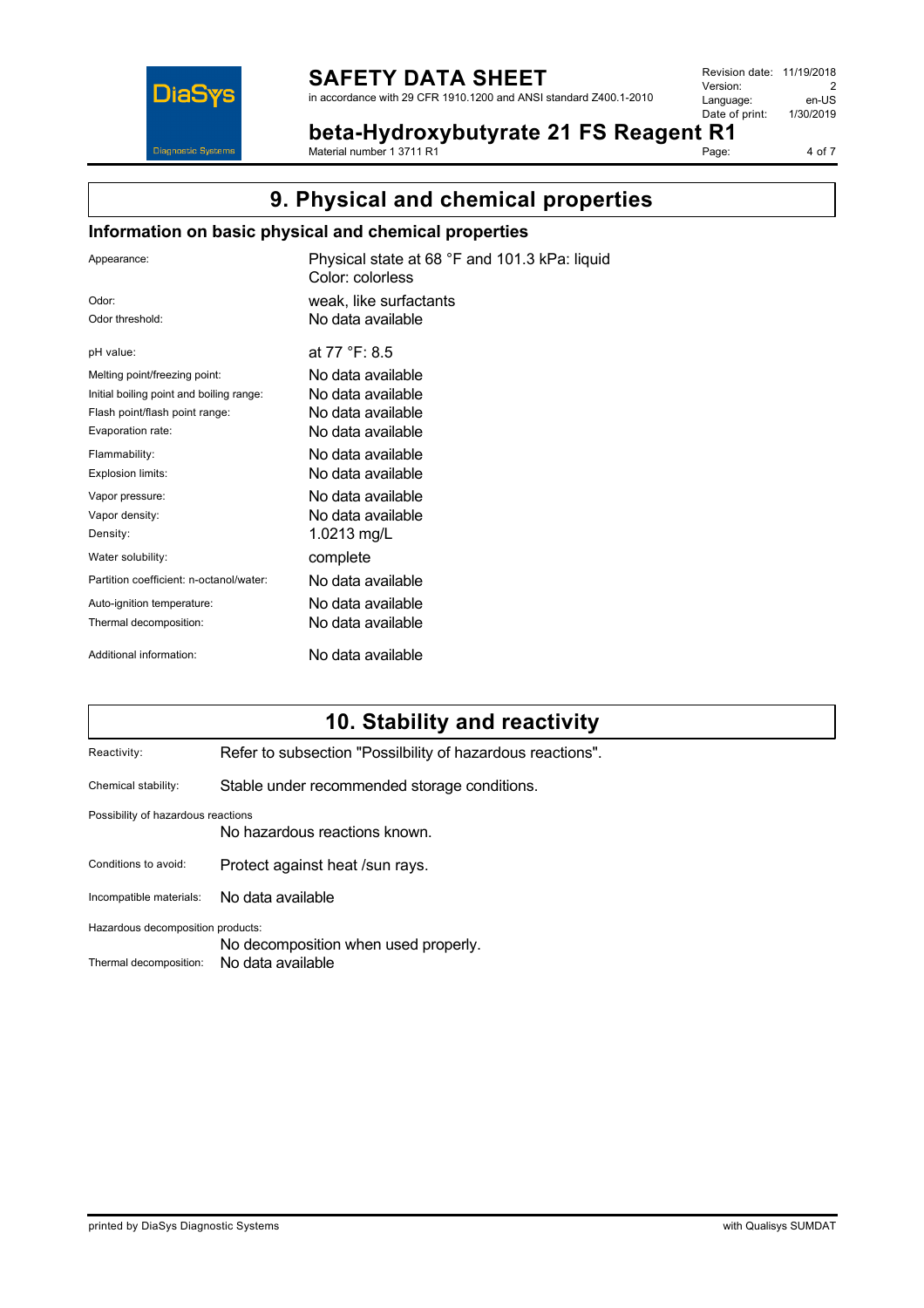# 9. Physical and chemical properties

## Information on basic physical and chemical properties

| | |
|---|---|
| Appearance: | Physical state at 68 °F and 101.3 kPa: liquid<br>Color: colorless |
| Odor: | weak, like surfactants |
| Odor threshold: | No data available |
| pH value: | at 77 °F: 8.5 |
| Melting point/freezing point: | No data available |
| Initial boiling point and boiling range: | No data available |
| Flash point/flash point range: | No data available |
| Evaporation rate: | No data available |
| Flammability: | No data available |
| Explosion limits: | No data available |
| Vapor pressure: | No data available |
| Vapor density: | No data available |
| Density: | 1.0213 mg/L |
| Water solubility: | complete |
| Partition coefficient: n-octanol/water: | No data available |
| Auto-ignition temperature: | No data available |
| Thermal decomposition: | No data available |
| Additional information: | No data available |

# 10. Stability and reactivity

| | |
|---|---|
| Reactivity: | Refer to subsection "Possilbility of hazardous reactions". |
| Chemical stability: | Stable under recommended storage conditions. |
| Possibility of hazardous reactions | No hazardous reactions known. |
| Conditions to avoid: | Protect against heat /sun rays. |
| Incompatible materials: | No data available |
| Hazardous decomposition products: | No decomposition when used properly. |
| Thermal decomposition: | No data available |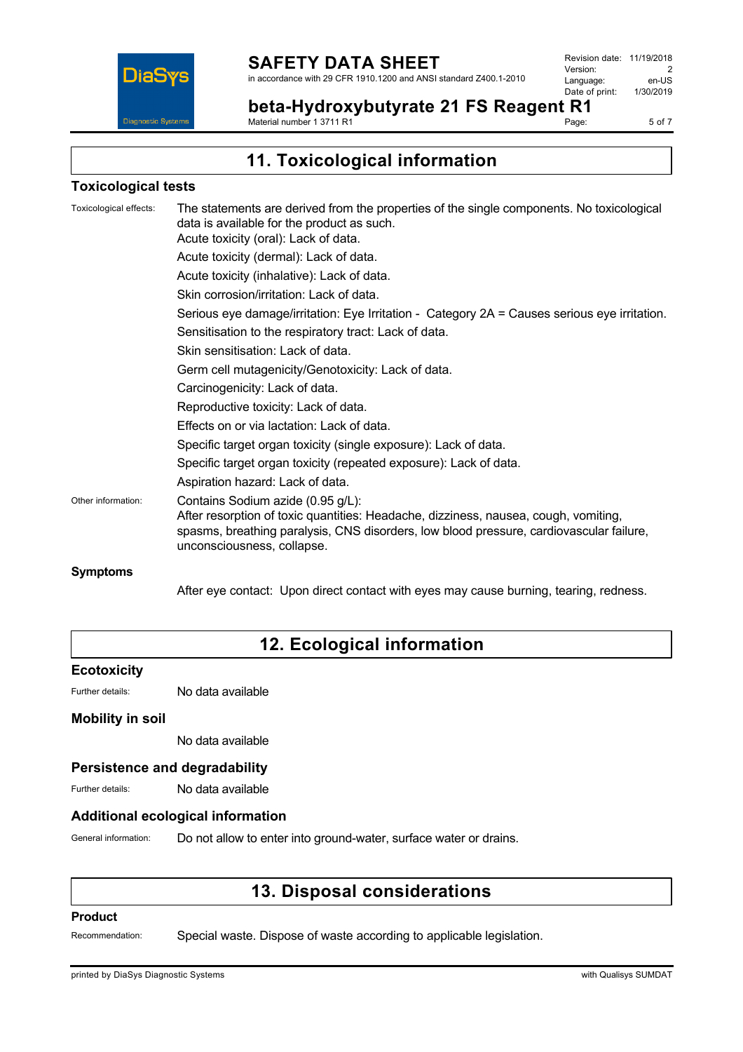## 11. Toxicological information

### Toxicological tests

Toxicological effects: The statements are derived from the properties of the single components. No toxicological data is available for the product as such.

Acute toxicity (oral): Lack of data.

Acute toxicity (dermal): Lack of data.

Acute toxicity (inhalative): Lack of data.

Skin corrosion/irritation: Lack of data.

Serious eye damage/irritation: Eye Irritation - Category 2A = Causes serious eye irritation.

Sensitisation to the respiratory tract: Lack of data.

Skin sensitisation: Lack of data.

Germ cell mutagenicity/Genotoxicity: Lack of data.

Carcinogenicity: Lack of data.

Reproductive toxicity: Lack of data.

Effects on or via lactation: Lack of data.

Specific target organ toxicity (single exposure): Lack of data.

Specific target organ toxicity (repeated exposure): Lack of data.

Aspiration hazard: Lack of data.

Other information: Contains Sodium azide (0.95 g/L):
After resorption of toxic quantities: Headache, dizziness, nausea, cough, vomiting, spasms, breathing paralysis, CNS disorders, low blood pressure, cardiovascular failure, unconsciousness, collapse.

### Symptoms

After eye contact: Upon direct contact with eyes may cause burning, tearing, redness.

## 12. Ecological information

### Ecotoxicity

Further details: No data available

### Mobility in soil

No data available

### Persistence and degradability

Further details: No data available

### Additional ecological information

General information: Do not allow to enter into ground-water, surface water or drains.

## 13. Disposal considerations

### Product

Recommendation: Special waste. Dispose of waste according to applicable legislation.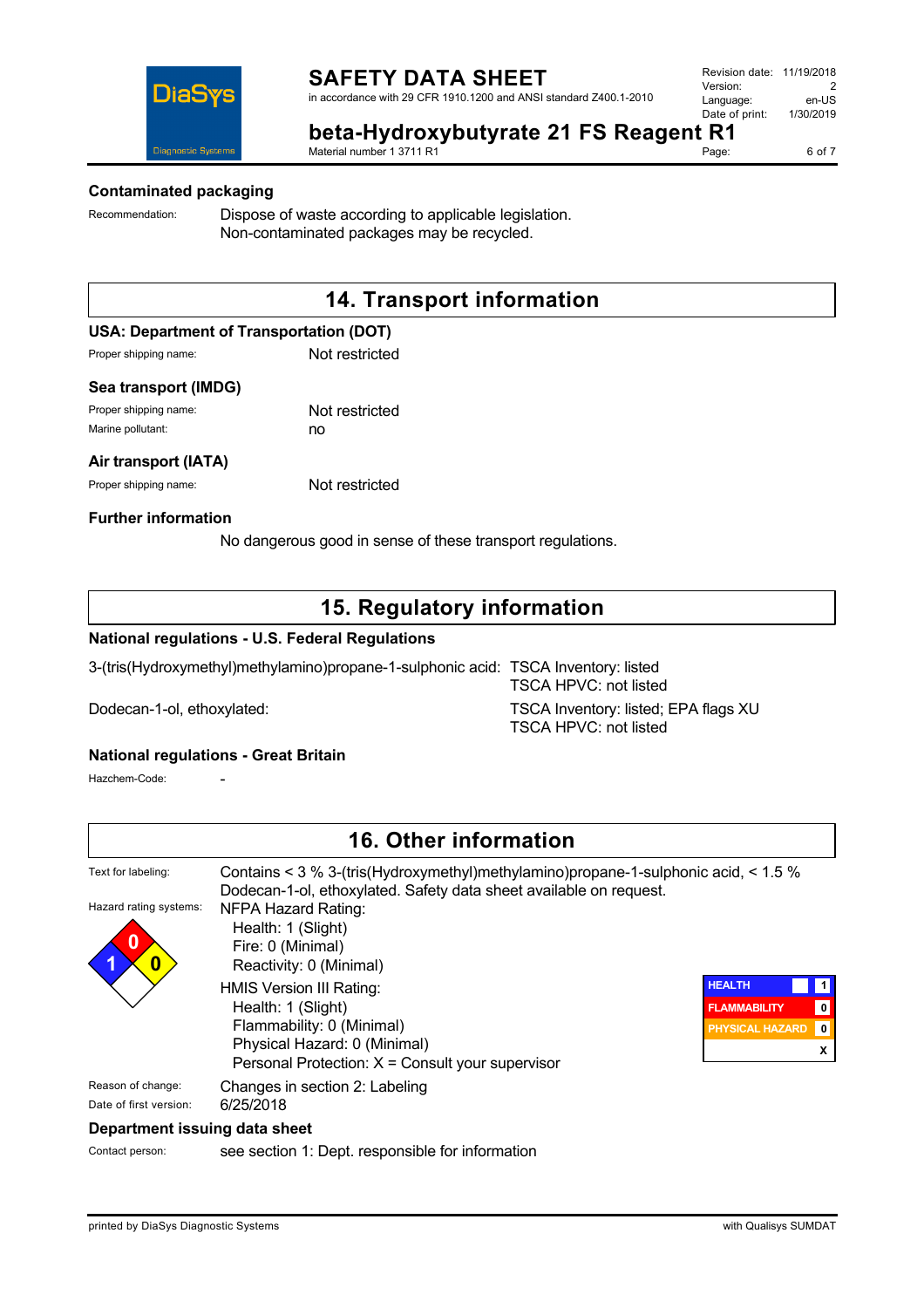### Contaminated packaging

Recommendation: Dispose of waste according to applicable legislation.
Non-contaminated packages may be recycled.

## 14. Transport information

### USA: Department of Transportation (DOT)

Proper shipping name: Not restricted

### Sea transport (IMDG)

Proper shipping name: Not restricted

Marine pollutant: no

### Air transport (IATA)

Proper shipping name: Not restricted

### Further information

No dangerous good in sense of these transport regulations.

## 15. Regulatory information

### National regulations - U.S. Federal Regulations

| | |
|---|---|
| 3-(tris(Hydroxymethyl)methylamino)propane-1-sulphonic acid: | TSCA Inventory: listed<br>TSCA HPVC: not listed |
| Dodecan-1-ol, ethoxylated: | TSCA Inventory: listed; EPA flags XU<br>TSCA HPVC: not listed |

### National regulations - Great Britain

Hazchem-Code: -

## 16. Other information

Text for labeling: Contains < 3 % 3-(tris(Hydroxymethyl)methylamino)propane-1-sulphonic acid, < 1.5 % Dodecan-1-ol, ethoxylated. Safety data sheet available on request.

Hazard rating systems:

NFPA Hazard Rating:
- Health: 1 (Slight)
- Fire: 0 (Minimal)
- Reactivity: 0 (Minimal)

HMIS Version III Rating:
- Health: 1 (Slight)
- Flammability: 0 (Minimal)
- Physical Hazard: 0 (Minimal)
- Personal Protection: X = Consult your supervisor

| | |
|---|---|
| HEALTH | 1 |
| FLAMMABILITY | 0 |
| PHYSICAL HAZARD | 0 |
| | X |

Reason of change: Changes in section 2: Labeling

Date of first version: 6/25/2018

### Department issuing data sheet

Contact person: see section 1: Dept. responsible for information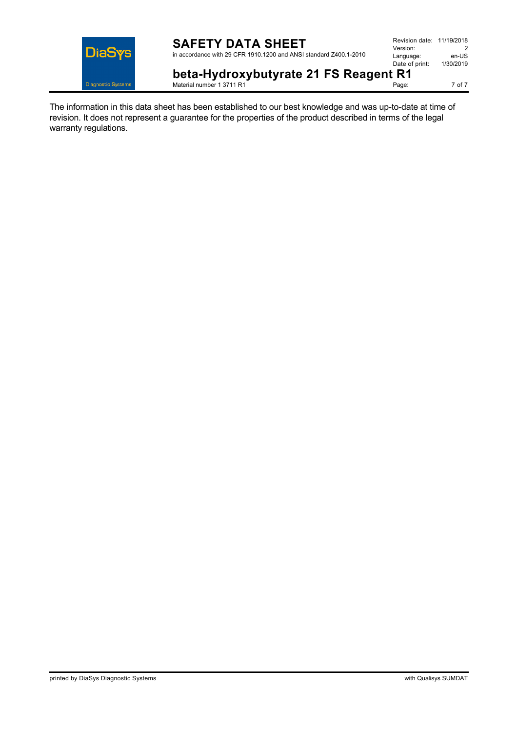The information in this data sheet has been established to our best knowledge and was up-to-date at time of revision. It does not represent a guarantee for the properties of the product described in terms of the legal warranty regulations.